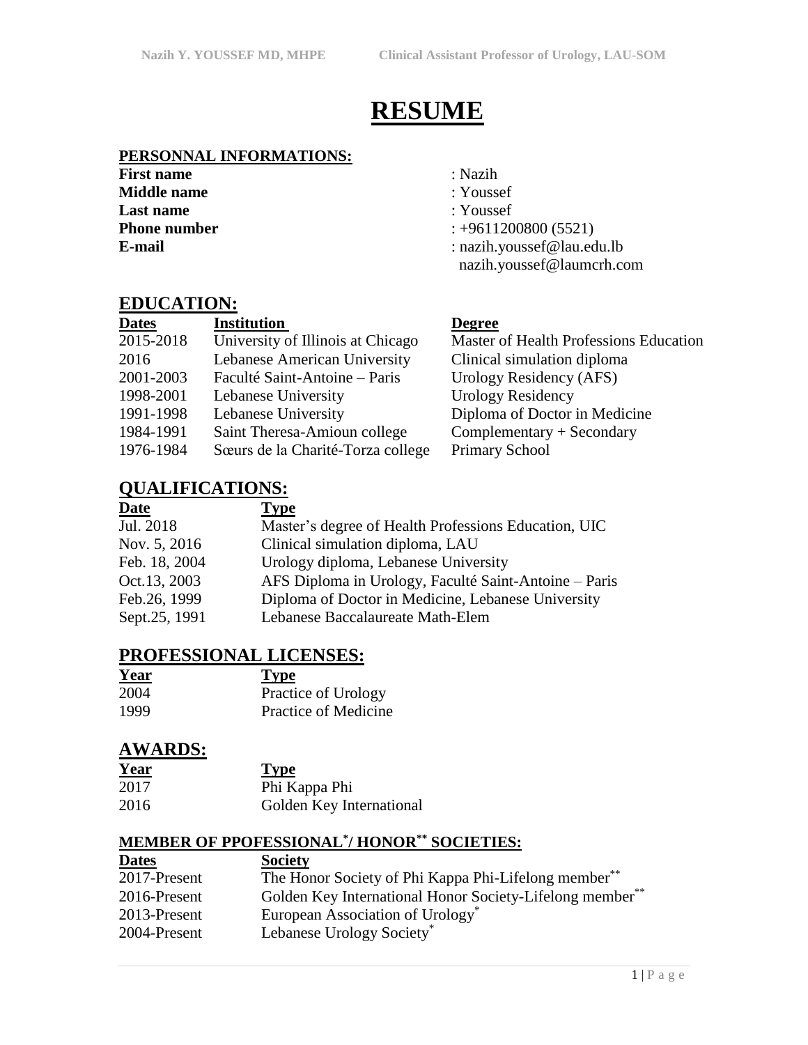# RESUME

## PERSONNAL INFORMATIONS:

| | |
|---|---|
| **First name** | : Nazih |
| **Middle name** | : Youssef |
| **Last name** | : Youssef |
| **Phone number** | : +9611200800 (5521) |
| **E-mail** | : nazih.youssef@lau.edu.lb<br>nazih.youssef@laumcrh.com |

## EDUCATION:

| Dates | Institution | Degree |
|---|---|---|
| 2015-2018 | University of Illinois at Chicago | Master of Health Professions Education |
| 2016 | Lebanese American University | Clinical simulation diploma |
| 2001-2003 | Faculté Saint-Antoine – Paris | Urology Residency (AFS) |
| 1998-2001 | Lebanese University | Urology Residency |
| 1991-1998 | Lebanese University | Diploma of Doctor in Medicine |
| 1984-1991 | Saint Theresa-Amioun college | Complementary + Secondary |
| 1976-1984 | Sœurs de la Charité-Torza college | Primary School |

## QUALIFICATIONS:

| Date | Type |
|---|---|
| Jul. 2018 | Master's degree of Health Professions Education, UIC |
| Nov. 5, 2016 | Clinical simulation diploma, LAU |
| Feb. 18, 2004 | Urology diploma, Lebanese University |
| Oct.13, 2003 | AFS Diploma in Urology, Faculté Saint-Antoine – Paris |
| Feb.26, 1999 | Diploma of Doctor in Medicine, Lebanese University |
| Sept.25, 1991 | Lebanese Baccalaureate Math-Elem |

## PROFESSIONAL LICENSES:

| Year | Type |
|---|---|
| 2004 | Practice of Urology |
| 1999 | Practice of Medicine |

## AWARDS:

| Year | Type |
|---|---|
| 2017 | Phi Kappa Phi |
| 2016 | Golden Key International |

## MEMBER OF PPOFESSIONAL*/ HONOR** SOCIETIES:

| Dates | Society |
|---|---|
| 2017-Present | The Honor Society of Phi Kappa Phi-Lifelong member** |
| 2016-Present | Golden Key International Honor Society-Lifelong member** |
| 2013-Present | European Association of Urology* |
| 2004-Present | Lebanese Urology Society* |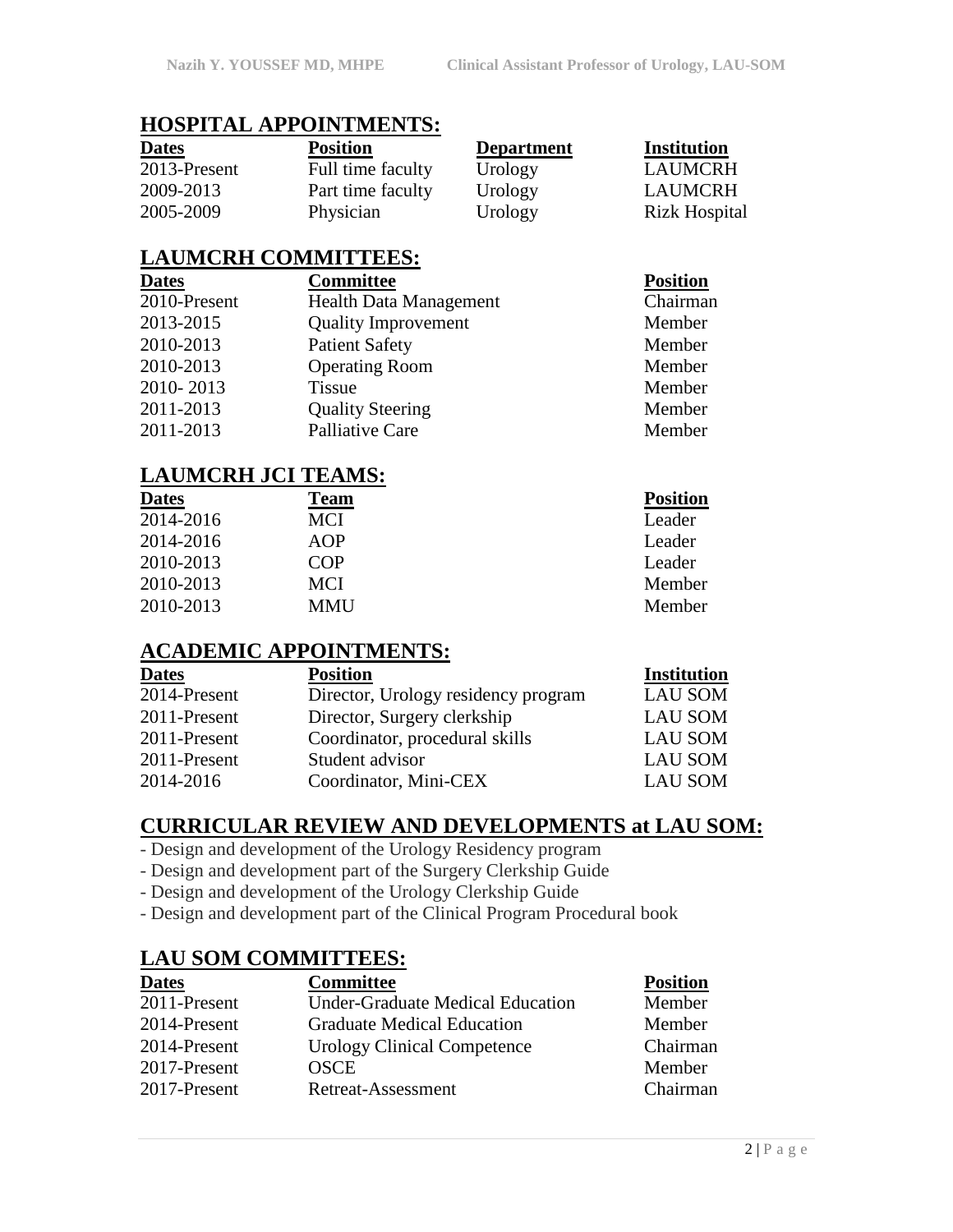## HOSPITAL APPOINTMENTS:

| Dates | Position | Department | Institution |
|---|---|---|---|
| 2013-Present | Full time faculty | Urology | LAUMCRH |
| 2009-2013 | Part time faculty | Urology | LAUMCRH |
| 2005-2009 | Physician | Urology | Rizk Hospital |

## LAUMCRH COMMITTEES:

| Dates | Committee | Position |
|---|---|---|
| 2010-Present | Health Data Management | Chairman |
| 2013-2015 | Quality Improvement | Member |
| 2010-2013 | Patient Safety | Member |
| 2010-2013 | Operating Room | Member |
| 2010- 2013 | Tissue | Member |
| 2011-2013 | Quality Steering | Member |
| 2011-2013 | Palliative Care | Member |

## LAUMCRH JCI TEAMS:

| Dates | Team | Position |
|---|---|---|
| 2014-2016 | MCI | Leader |
| 2014-2016 | AOP | Leader |
| 2010-2013 | COP | Leader |
| 2010-2013 | MCI | Member |
| 2010-2013 | MMU | Member |

## ACADEMIC APPOINTMENTS:

| Dates | Position | Institution |
|---|---|---|
| 2014-Present | Director, Urology residency program | LAU SOM |
| 2011-Present | Director, Surgery clerkship | LAU SOM |
| 2011-Present | Coordinator, procedural skills | LAU SOM |
| 2011-Present | Student advisor | LAU SOM |
| 2014-2016 | Coordinator, Mini-CEX | LAU SOM |

## CURRICULAR REVIEW AND DEVELOPMENTS at LAU SOM:

- Design and development of the Urology Residency program
- Design and development part of the Surgery Clerkship Guide
- Design and development of the Urology Clerkship Guide
- Design and development part of the Clinical Program Procedural book

## LAU SOM COMMITTEES:

| Dates | Committee | Position |
|---|---|---|
| 2011-Present | Under-Graduate Medical Education | Member |
| 2014-Present | Graduate Medical Education | Member |
| 2014-Present | Urology Clinical Competence | Chairman |
| 2017-Present | OSCE | Member |
| 2017-Present | Retreat-Assessment | Chairman |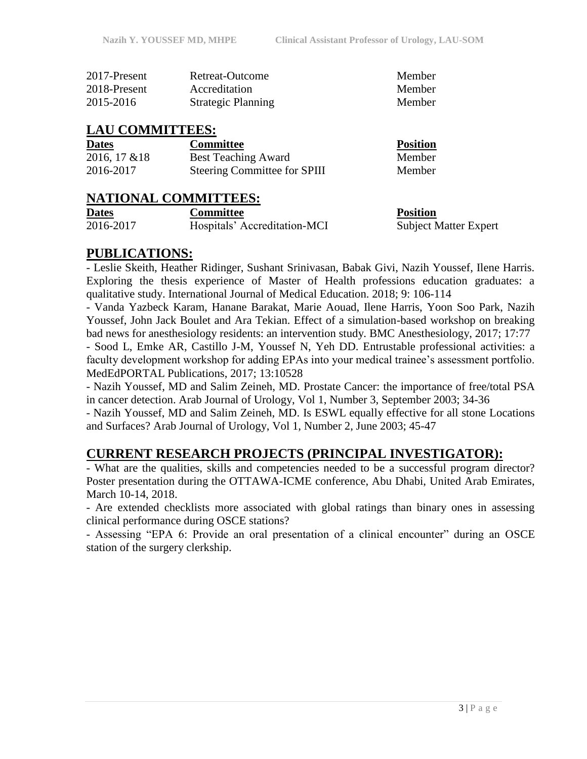| | | |
|---|---|---|
| 2017-Present | Retreat-Outcome | Member |
| 2018-Present | Accreditation | Member |
| 2015-2016 | Strategic Planning | Member |

## LAU COMMITTEES:

| Dates | Committee | Position |
|---|---|---|
| 2016, 17 &18 | Best Teaching Award | Member |
| 2016-2017 | Steering Committee for SPIII | Member |

## NATIONAL COMMITTEES:

| Dates | Committee | Position |
|---|---|---|
| 2016-2017 | Hospitals' Accreditation-MCI | Subject Matter Expert |

## PUBLICATIONS:

- Leslie Skeith, Heather Ridinger, Sushant Srinivasan, Babak Givi, Nazih Youssef, Ilene Harris. Exploring the thesis experience of Master of Health professions education graduates: a qualitative study. International Journal of Medical Education. 2018; 9: 106-114
- Vanda Yazbeck Karam, Hanane Barakat, Marie Aouad, Ilene Harris, Yoon Soo Park, Nazih Youssef, John Jack Boulet and Ara Tekian. Effect of a simulation-based workshop on breaking bad news for anesthesiology residents: an intervention study. BMC Anesthesiology, 2017; 17:77
- Sood L, Emke AR, Castillo J-M, Youssef N, Yeh DD. Entrustable professional activities: a faculty development workshop for adding EPAs into your medical trainee's assessment portfolio. MedEdPORTAL Publications, 2017; 13:10528
- Nazih Youssef, MD and Salim Zeineh, MD. Prostate Cancer: the importance of free/total PSA in cancer detection. Arab Journal of Urology, Vol 1, Number 3, September 2003; 34-36
- Nazih Youssef, MD and Salim Zeineh, MD. Is ESWL equally effective for all stone Locations and Surfaces? Arab Journal of Urology, Vol 1, Number 2, June 2003; 45-47

## CURRENT RESEARCH PROJECTS (PRINCIPAL INVESTIGATOR):

- What are the qualities, skills and competencies needed to be a successful program director? Poster presentation during the OTTAWA-ICME conference, Abu Dhabi, United Arab Emirates, March 10-14, 2018.
- Are extended checklists more associated with global ratings than binary ones in assessing clinical performance during OSCE stations?
- Assessing "EPA 6: Provide an oral presentation of a clinical encounter" during an OSCE station of the surgery clerkship.